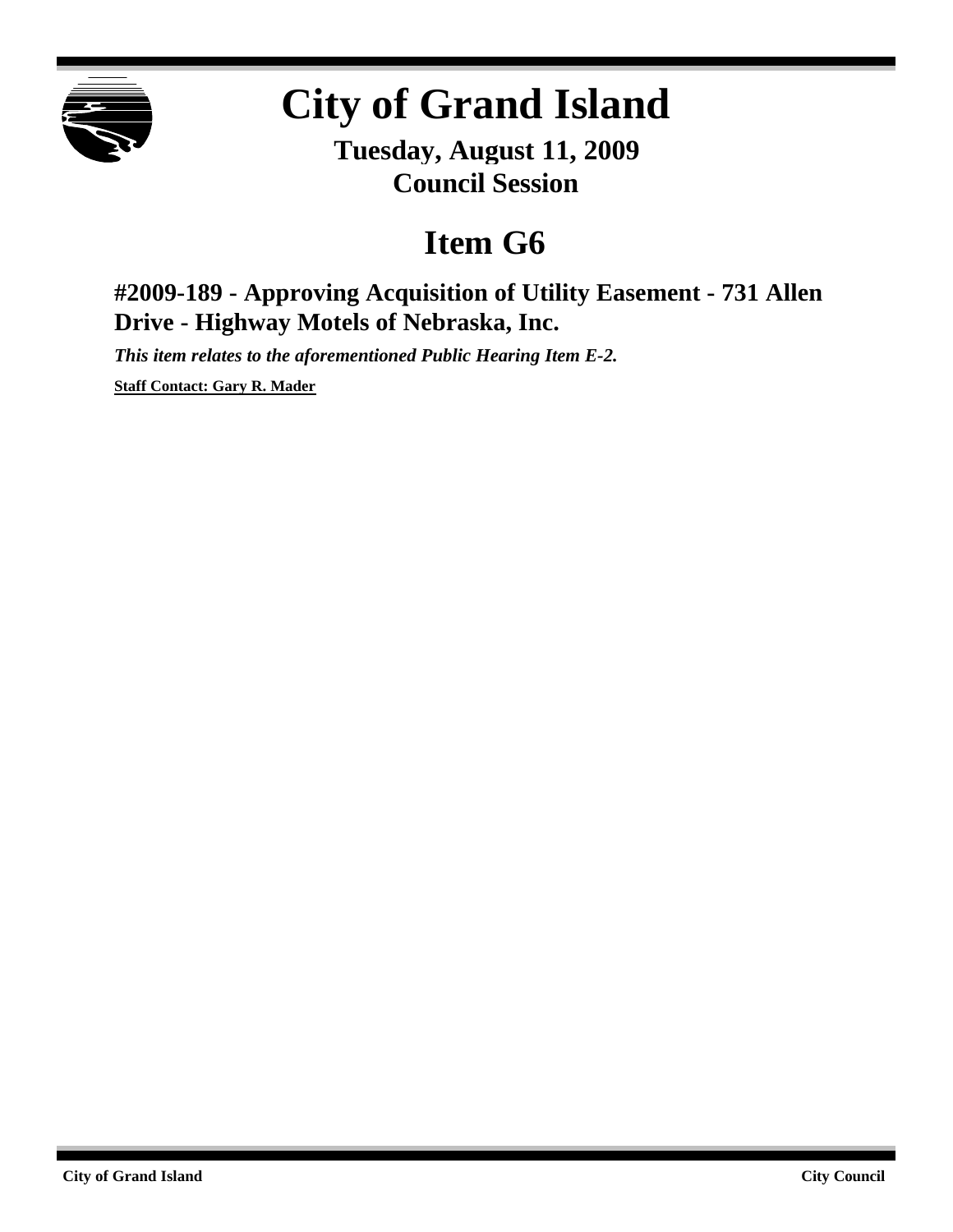# City of Grand Island

**Tuesday, August 11, 2009**
**Council Session**

## Item G6

### #2009-189 - Approving Acquisition of Utility Easement - 731 Allen Drive - Highway Motels of Nebraska, Inc.

***This item relates to the aforementioned Public Hearing Item E-2.***

**Staff Contact: Gary R. Mader**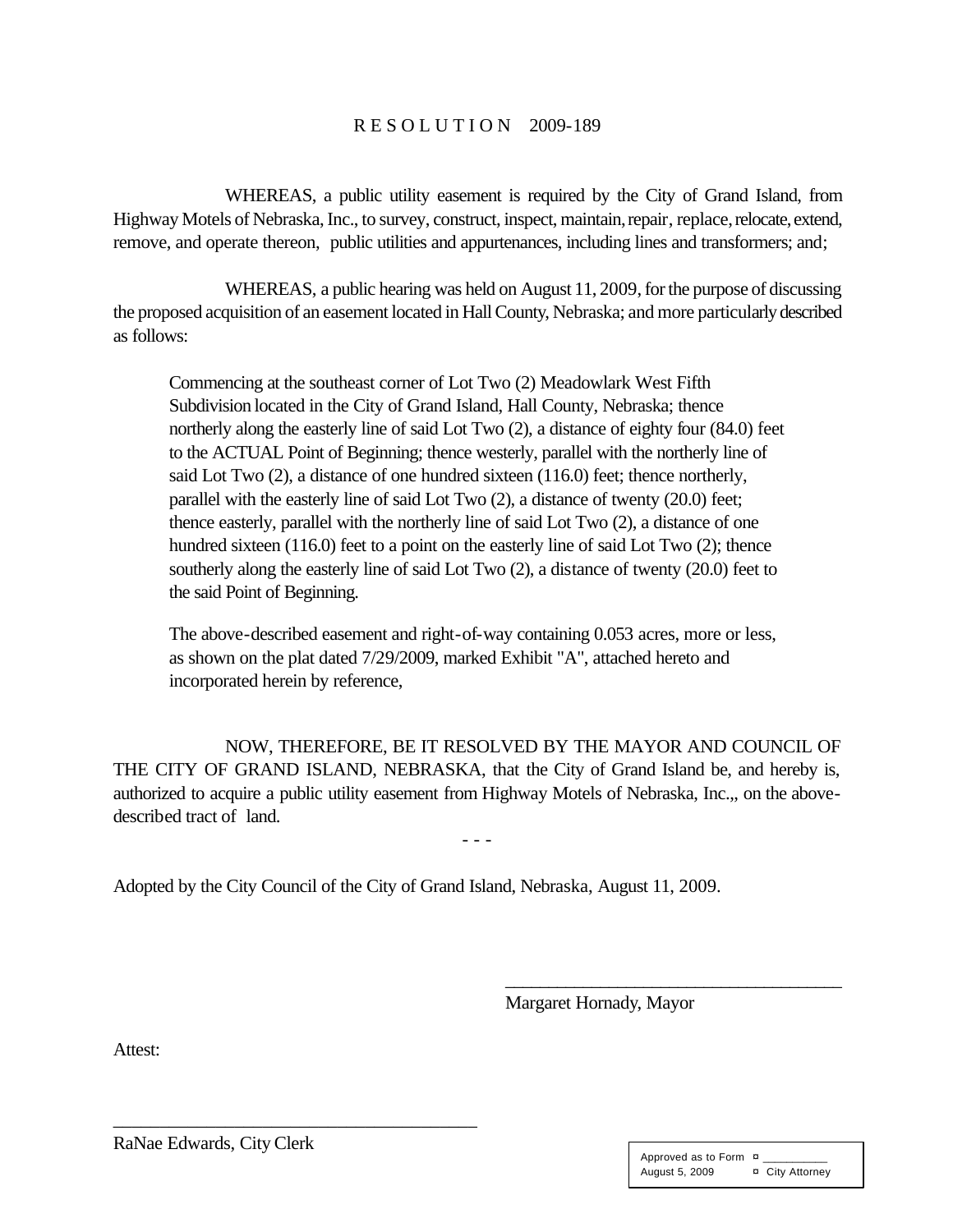# R E S O L U T I O N 2009-189

WHEREAS, a public utility easement is required by the City of Grand Island, from Highway Motels of Nebraska, Inc., to survey, construct, inspect, maintain, repair, replace, relocate, extend, remove, and operate thereon, public utilities and appurtenances, including lines and transformers; and;

WHEREAS, a public hearing was held on August 11, 2009, for the purpose of discussing the proposed acquisition of an easement located in Hall County, Nebraska; and more particularly described as follows:

> Commencing at the southeast corner of Lot Two (2) Meadowlark West Fifth Subdivision located in the City of Grand Island, Hall County, Nebraska; thence northerly along the easterly line of said Lot Two (2), a distance of eighty four (84.0) feet to the ACTUAL Point of Beginning; thence westerly, parallel with the northerly line of said Lot Two (2), a distance of one hundred sixteen (116.0) feet; thence northerly, parallel with the easterly line of said Lot Two (2), a distance of twenty (20.0) feet; thence easterly, parallel with the northerly line of said Lot Two (2), a distance of one hundred sixteen (116.0) feet to a point on the easterly line of said Lot Two (2); thence southerly along the easterly line of said Lot Two (2), a distance of twenty (20.0) feet to the said Point of Beginning.
>
> The above-described easement and right-of-way containing 0.053 acres, more or less, as shown on the plat dated 7/29/2009, marked Exhibit "A", attached hereto and incorporated herein by reference,

NOW, THEREFORE, BE IT RESOLVED BY THE MAYOR AND COUNCIL OF THE CITY OF GRAND ISLAND, NEBRASKA, that the City of Grand Island be, and hereby is, authorized to acquire a public utility easement from Highway Motels of Nebraska, Inc.,, on the above-described tract of land.

- - -

Adopted by the City Council of the City of Grand Island, Nebraska, August 11, 2009.

_____________________________________
Margaret Hornady, Mayor

Attest:

_____________________________________
RaNae Edwards, City Clerk

Approved as to Form ¤ __________
August 5, 2009 ¤ City Attorney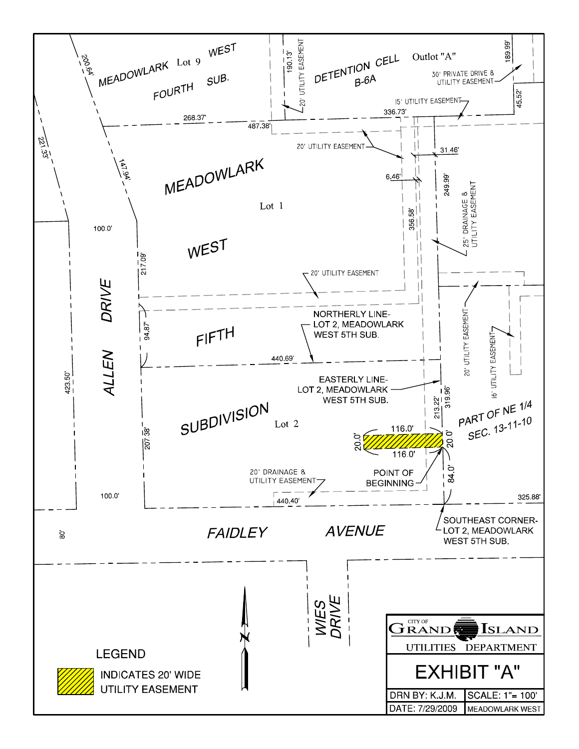MEADOWLARK Lot 9 WEST FOURTH SUB.

DETENTION CELL B-6A

Outlot "A"

200.64'

190.13'

20' UTILITY EASEMENT

189.99'

30' PRIVATE DRIVE & UTILITY EASEMENT

45.52'

15' UTILITY EASEMENT

336.73'

268.37'

487.38'

20' UTILITY EASEMENT

31.46'

221.33'

147.94'

MEADOWLARK

6.46'

Lot 1

249.99'

356.58'

25' DRAINAGE & UTILITY EASEMENT

100.0'

WEST

217.09'

20' UTILITY EASEMENT

ALLEN DRIVE

NORTHERLY LINE- LOT 2, MEADOWLARK WEST 5TH SUB.

94.87'

FIFTH

440.69'

20' UTILITY EASEMENT

16' UTILITY EASEMENT

423.50'

EASTERLY LINE- LOT 2, MEADOWLARK WEST 5TH SUB.

SUBDIVISION

Lot 2

213.22'

319.96'

PART OF NE 1/4 SEC. 13-11-10

207.38'

116.0'

20.0'

20.0'

116.0'

20' DRAINAGE & UTILITY EASEMENT

POINT OF BEGINNING

84.0'

100.0'

440.40'

325.88'

SOUTHEAST CORNER- LOT 2, MEADOWLARK WEST 5TH SUB.

80'

FAIDLEY AVENUE

WIES DRIVE

N

LEGEND

INDICATES 20' WIDE UTILITY EASEMENT

CITY OF GRAND ISLAND

UTILITIES DEPARTMENT

EXHIBIT "A"

| | |
|---|---|
| DRN BY: K.J.M. | SCALE: 1"= 100' |
| DATE: 7/29/2009 | MEADOWLARK WEST |